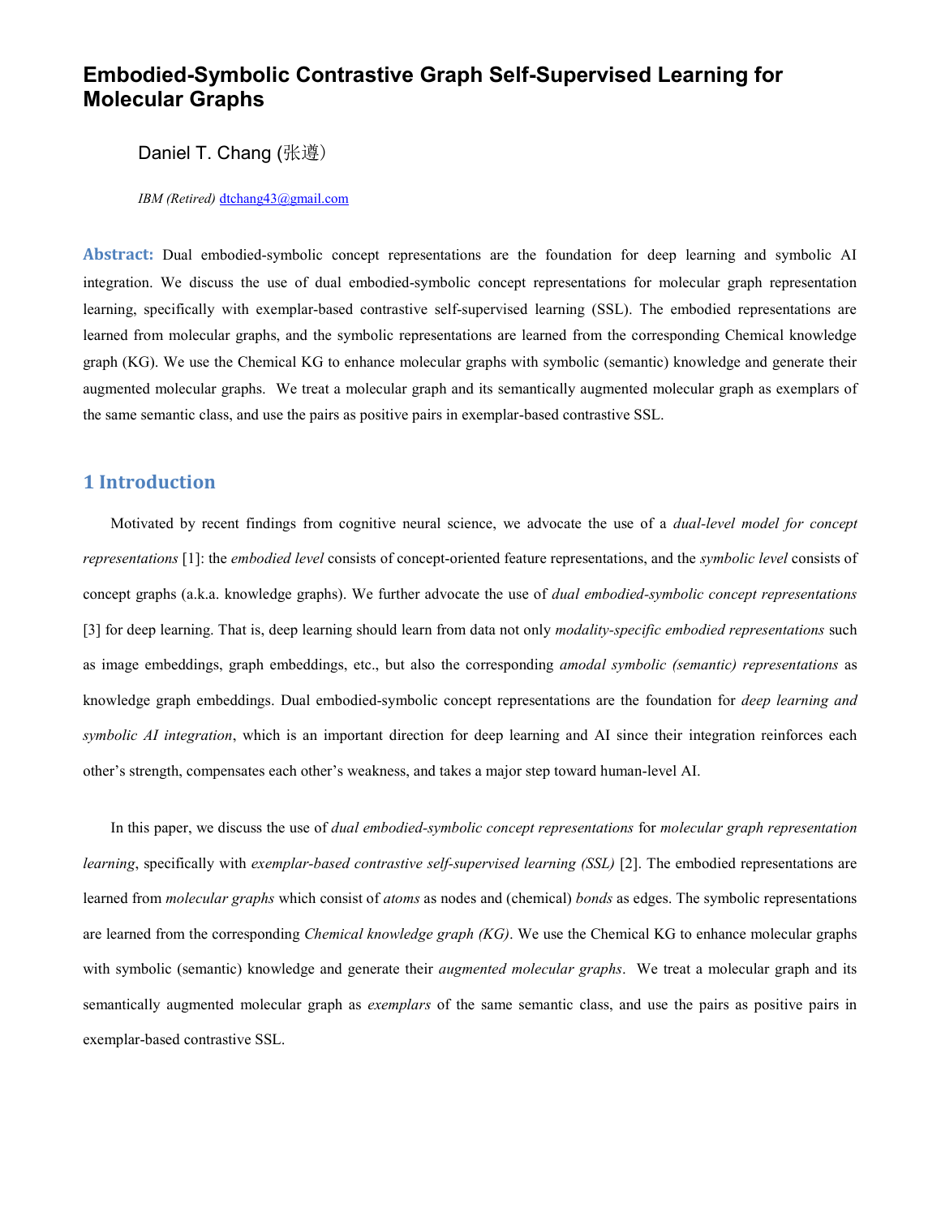# Embodied-Symbolic Contrastive Graph Self-Supervised Learning for Molecular Graphs

Daniel T. Chang (张遵)

*IBM (Retired)* dtchang43@gmail.com

**Abstract:** Dual embodied-symbolic concept representations are the foundation for deep learning and symbolic AI integration. We discuss the use of dual embodied-symbolic concept representations for molecular graph representation learning, specifically with exemplar-based contrastive self-supervised learning (SSL). The embodied representations are learned from molecular graphs, and the symbolic representations are learned from the corresponding Chemical knowledge graph (KG). We use the Chemical KG to enhance molecular graphs with symbolic (semantic) knowledge and generate their augmented molecular graphs. We treat a molecular graph and its semantically augmented molecular graph as exemplars of the same semantic class, and use the pairs as positive pairs in exemplar-based contrastive SSL.

## 1 Introduction

Motivated by recent findings from cognitive neural science, we advocate the use of a *dual-level model for concept representations* [1]: the *embodied level* consists of concept-oriented feature representations, and the *symbolic level* consists of concept graphs (a.k.a. knowledge graphs). We further advocate the use of *dual embodied-symbolic concept representations* [3] for deep learning. That is, deep learning should learn from data not only *modality-specific embodied representations* such as image embeddings, graph embeddings, etc., but also the corresponding *amodal symbolic (semantic) representations* as knowledge graph embeddings. Dual embodied-symbolic concept representations are the foundation for *deep learning and symbolic AI integration*, which is an important direction for deep learning and AI since their integration reinforces each other's strength, compensates each other's weakness, and takes a major step toward human-level AI.

In this paper, we discuss the use of *dual embodied-symbolic concept representations* for *molecular graph representation learning*, specifically with *exemplar-based contrastive self-supervised learning (SSL)* [2]. The embodied representations are learned from *molecular graphs* which consist of *atoms* as nodes and (chemical) *bonds* as edges. The symbolic representations are learned from the corresponding *Chemical knowledge graph (KG)*. We use the Chemical KG to enhance molecular graphs with symbolic (semantic) knowledge and generate their *augmented molecular graphs*. We treat a molecular graph and its semantically augmented molecular graph as *exemplars* of the same semantic class, and use the pairs as positive pairs in exemplar-based contrastive SSL.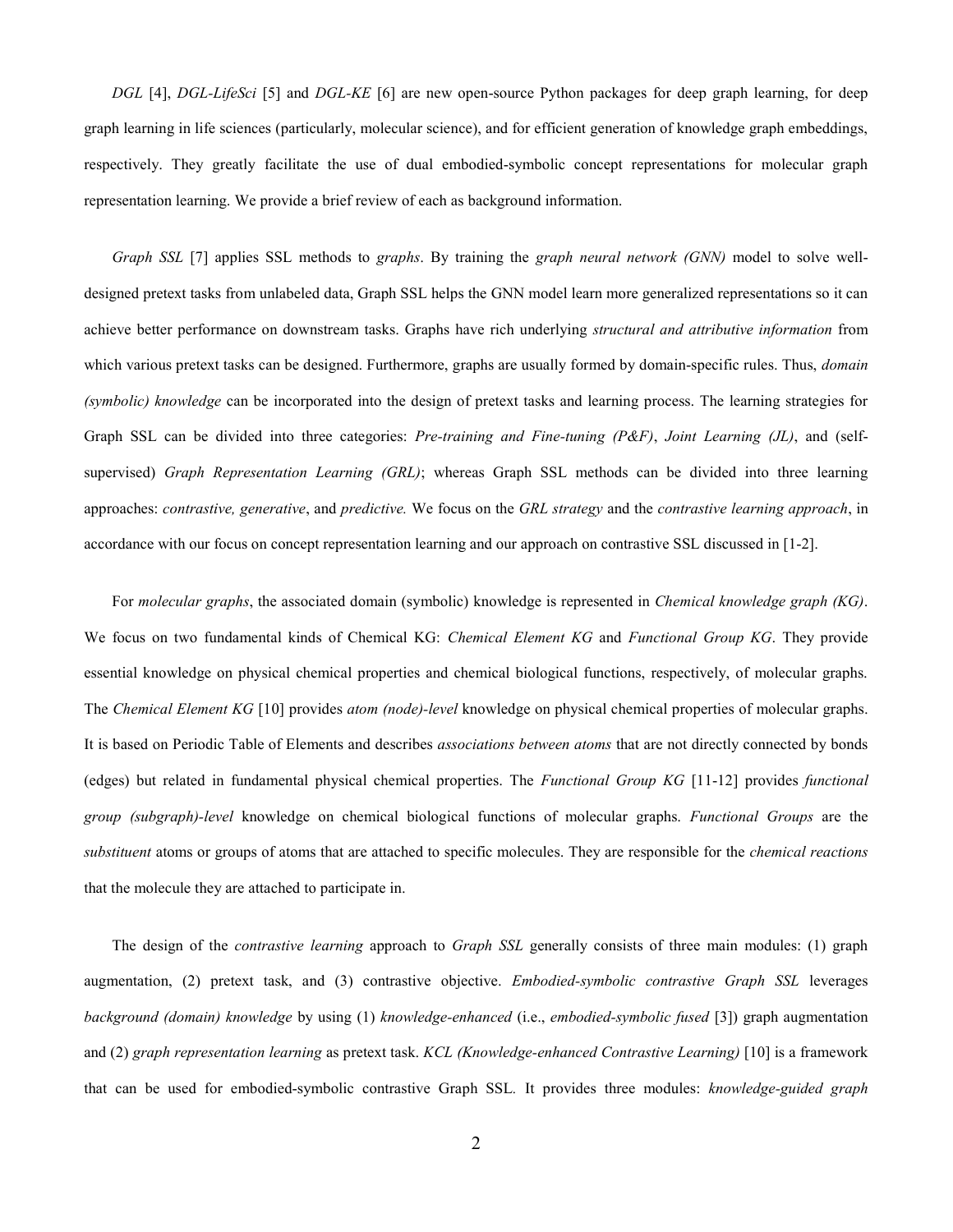*DGL* [4], *DGL-LifeSci* [5] and *DGL-KE* [6] are new open-source Python packages for deep graph learning, for deep graph learning in life sciences (particularly, molecular science), and for efficient generation of knowledge graph embeddings, respectively. They greatly facilitate the use of dual embodied-symbolic concept representations for molecular graph representation learning. We provide a brief review of each as background information.

*Graph SSL* [7] applies SSL methods to *graphs*. By training the *graph neural network (GNN)* model to solve well-designed pretext tasks from unlabeled data, Graph SSL helps the GNN model learn more generalized representations so it can achieve better performance on downstream tasks. Graphs have rich underlying *structural and attributive information* from which various pretext tasks can be designed. Furthermore, graphs are usually formed by domain-specific rules. Thus, *domain (symbolic) knowledge* can be incorporated into the design of pretext tasks and learning process. The learning strategies for Graph SSL can be divided into three categories: *Pre-training and Fine-tuning (P&F)*, *Joint Learning (JL)*, and (self-supervised) *Graph Representation Learning (GRL)*; whereas Graph SSL methods can be divided into three learning approaches: *contrastive, generative*, and *predictive.* We focus on the *GRL strategy* and the *contrastive learning approach*, in accordance with our focus on concept representation learning and our approach on contrastive SSL discussed in [1-2].

For *molecular graphs*, the associated domain (symbolic) knowledge is represented in *Chemical knowledge graph (KG)*. We focus on two fundamental kinds of Chemical KG: *Chemical Element KG* and *Functional Group KG*. They provide essential knowledge on physical chemical properties and chemical biological functions, respectively, of molecular graphs. The *Chemical Element KG* [10] provides *atom (node)-level* knowledge on physical chemical properties of molecular graphs. It is based on Periodic Table of Elements and describes *associations between atoms* that are not directly connected by bonds (edges) but related in fundamental physical chemical properties. The *Functional Group KG* [11-12] provides *functional group (subgraph)-level* knowledge on chemical biological functions of molecular graphs. *Functional Groups* are the *substituent* atoms or groups of atoms that are attached to specific molecules. They are responsible for the *chemical reactions* that the molecule they are attached to participate in.

The design of the *contrastive learning* approach to *Graph SSL* generally consists of three main modules: (1) graph augmentation, (2) pretext task, and (3) contrastive objective. *Embodied-symbolic contrastive Graph SSL* leverages *background (domain) knowledge* by using (1) *knowledge-enhanced* (i.e., *embodied-symbolic fused* [3]) graph augmentation and (2) *graph representation learning* as pretext task. *KCL (Knowledge-enhanced Contrastive Learning)* [10] is a framework that can be used for embodied-symbolic contrastive Graph SSL. It provides three modules: *knowledge-guided graph*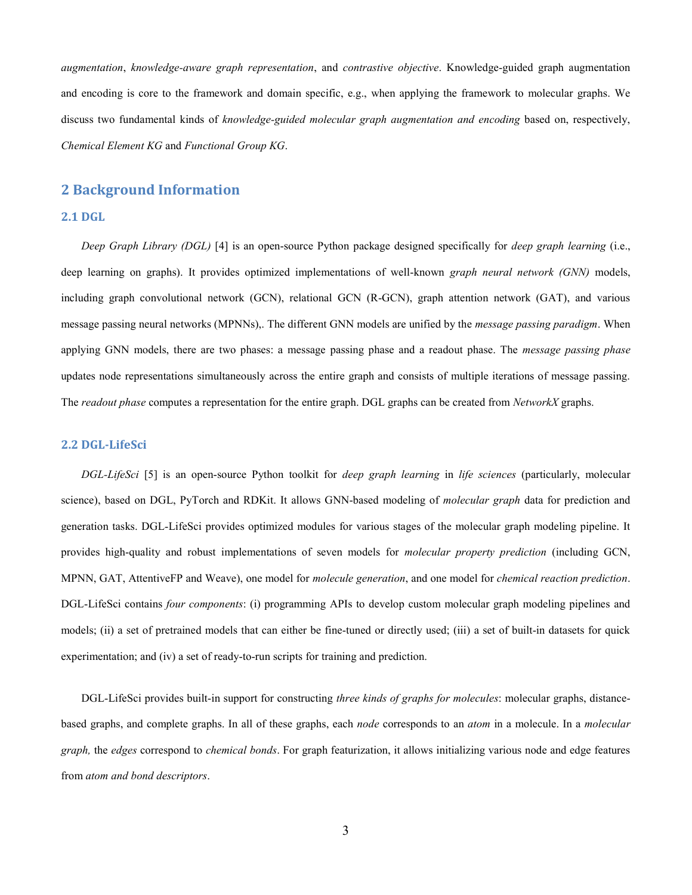*augmentation*, *knowledge-aware graph representation*, and *contrastive objective*. Knowledge-guided graph augmentation and encoding is core to the framework and domain specific, e.g., when applying the framework to molecular graphs. We discuss two fundamental kinds of *knowledge-guided molecular graph augmentation and encoding* based on, respectively, *Chemical Element KG* and *Functional Group KG*.

## 2 Background Information

### 2.1 DGL

*Deep Graph Library (DGL)* [4] is an open-source Python package designed specifically for *deep graph learning* (i.e., deep learning on graphs). It provides optimized implementations of well-known *graph neural network (GNN)* models, including graph convolutional network (GCN), relational GCN (R-GCN), graph attention network (GAT), and various message passing neural networks (MPNNs),. The different GNN models are unified by the *message passing paradigm*. When applying GNN models, there are two phases: a message passing phase and a readout phase. The *message passing phase* updates node representations simultaneously across the entire graph and consists of multiple iterations of message passing. The *readout phase* computes a representation for the entire graph. DGL graphs can be created from *NetworkX* graphs.

### 2.2 DGL-LifeSci

*DGL-LifeSci* [5] is an open-source Python toolkit for *deep graph learning* in *life sciences* (particularly, molecular science), based on DGL, PyTorch and RDKit. It allows GNN-based modeling of *molecular graph* data for prediction and generation tasks. DGL-LifeSci provides optimized modules for various stages of the molecular graph modeling pipeline. It provides high-quality and robust implementations of seven models for *molecular property prediction* (including GCN, MPNN, GAT, AttentiveFP and Weave), one model for *molecule generation*, and one model for *chemical reaction prediction*. DGL-LifeSci contains *four components*: (i) programming APIs to develop custom molecular graph modeling pipelines and models; (ii) a set of pretrained models that can either be fine-tuned or directly used; (iii) a set of built-in datasets for quick experimentation; and (iv) a set of ready-to-run scripts for training and prediction.

DGL-LifeSci provides built-in support for constructing *three kinds of graphs for molecules*: molecular graphs, distance-based graphs, and complete graphs. In all of these graphs, each *node* corresponds to an *atom* in a molecule. In a *molecular graph,* the *edges* correspond to *chemical bonds*. For graph featurization, it allows initializing various node and edge features from *atom and bond descriptors*.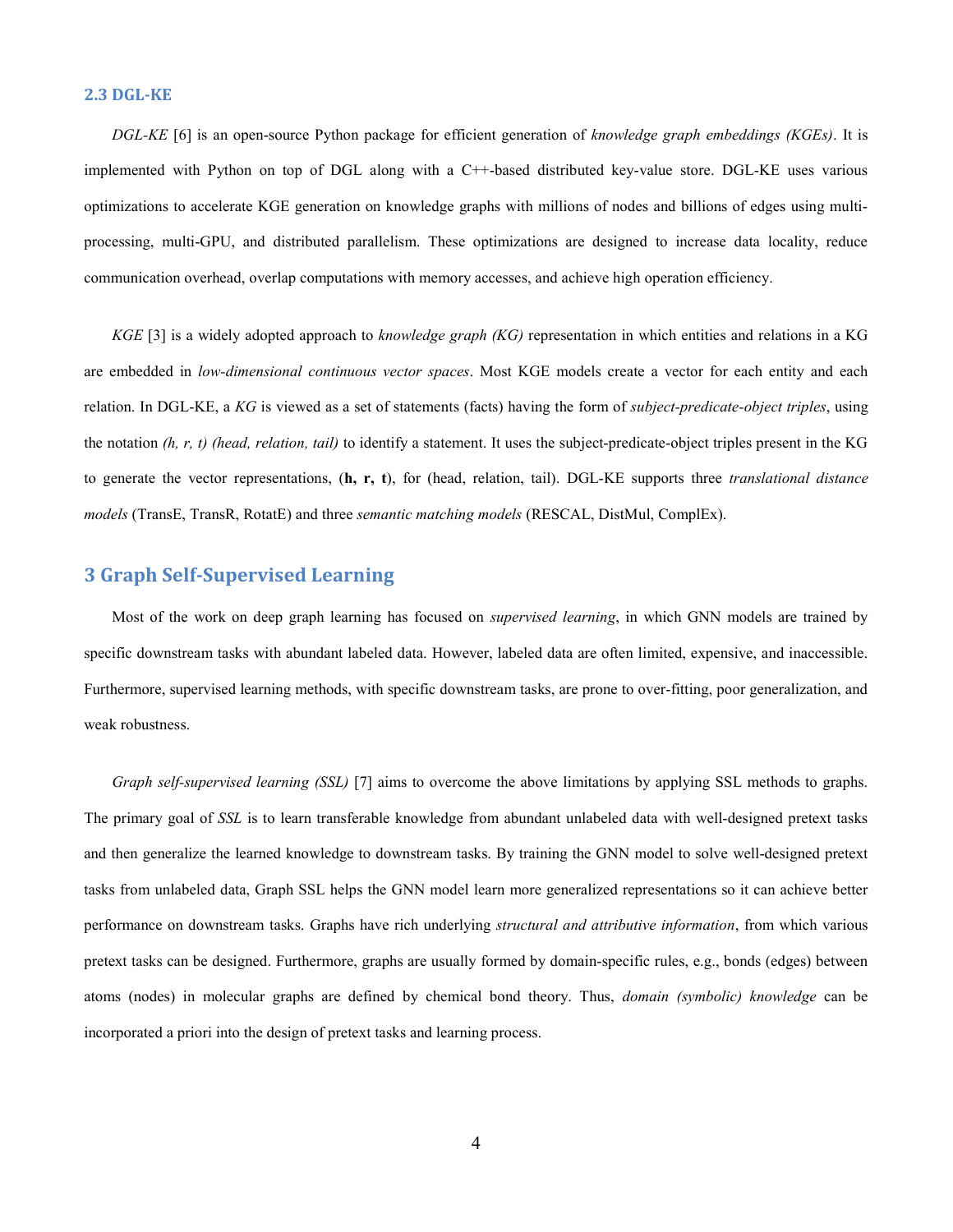### 2.3 DGL-KE

*DGL-KE* [6] is an open-source Python package for efficient generation of *knowledge graph embeddings (KGEs)*. It is implemented with Python on top of DGL along with a C++-based distributed key-value store. DGL-KE uses various optimizations to accelerate KGE generation on knowledge graphs with millions of nodes and billions of edges using multi-processing, multi-GPU, and distributed parallelism. These optimizations are designed to increase data locality, reduce communication overhead, overlap computations with memory accesses, and achieve high operation efficiency.

*KGE* [3] is a widely adopted approach to *knowledge graph (KG)* representation in which entities and relations in a KG are embedded in *low-dimensional continuous vector spaces*. Most KGE models create a vector for each entity and each relation. In DGL-KE, a *KG* is viewed as a set of statements (facts) having the form of *subject-predicate-object triples*, using the notation *(h, r, t) (head, relation, tail)* to identify a statement. It uses the subject-predicate-object triples present in the KG to generate the vector representations, (**h, r, t**), for (head, relation, tail). DGL-KE supports three *translational distance models* (TransE, TransR, RotatE) and three *semantic matching models* (RESCAL, DistMul, ComplEx).

## 3 Graph Self-Supervised Learning

Most of the work on deep graph learning has focused on *supervised learning*, in which GNN models are trained by specific downstream tasks with abundant labeled data. However, labeled data are often limited, expensive, and inaccessible. Furthermore, supervised learning methods, with specific downstream tasks, are prone to over-fitting, poor generalization, and weak robustness.

*Graph self-supervised learning (SSL)* [7] aims to overcome the above limitations by applying SSL methods to graphs. The primary goal of *SSL* is to learn transferable knowledge from abundant unlabeled data with well-designed pretext tasks and then generalize the learned knowledge to downstream tasks. By training the GNN model to solve well-designed pretext tasks from unlabeled data, Graph SSL helps the GNN model learn more generalized representations so it can achieve better performance on downstream tasks. Graphs have rich underlying *structural and attributive information*, from which various pretext tasks can be designed. Furthermore, graphs are usually formed by domain-specific rules, e.g., bonds (edges) between atoms (nodes) in molecular graphs are defined by chemical bond theory. Thus, *domain (symbolic) knowledge* can be incorporated a priori into the design of pretext tasks and learning process.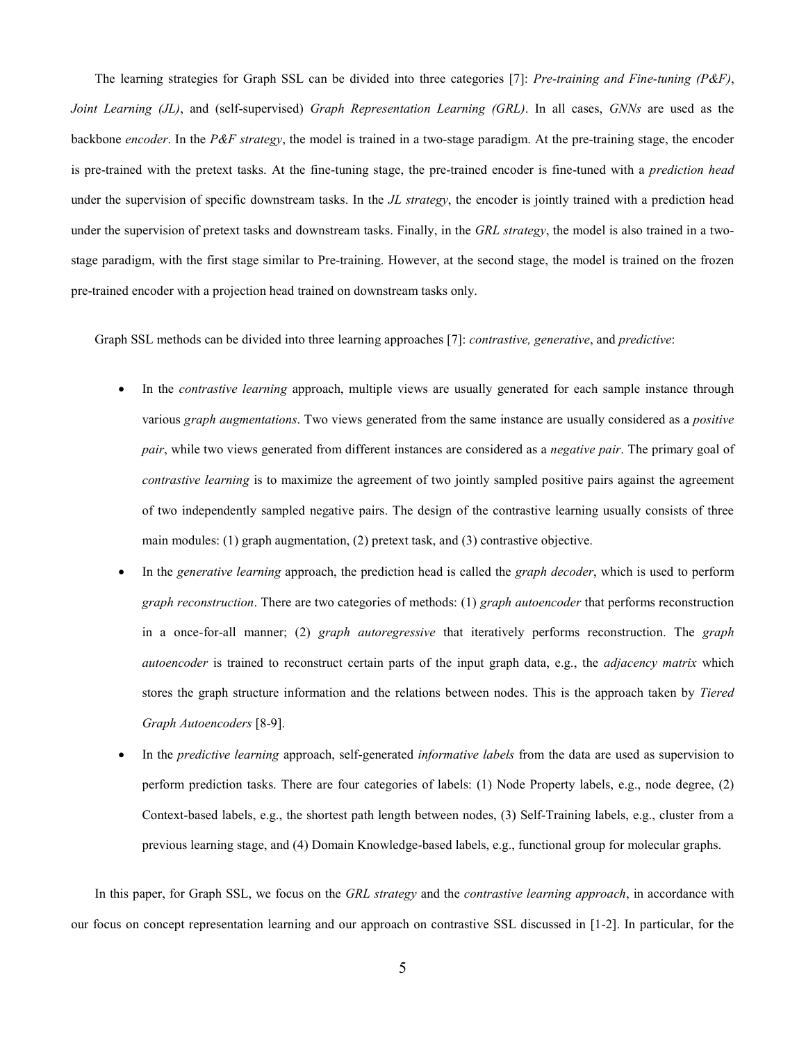The learning strategies for Graph SSL can be divided into three categories [7]: *Pre-training and Fine-tuning (P&F)*, *Joint Learning (JL)*, and (self-supervised) *Graph Representation Learning (GRL)*. In all cases, *GNNs* are used as the backbone *encoder*. In the *P&F strategy*, the model is trained in a two-stage paradigm. At the pre-training stage, the encoder is pre-trained with the pretext tasks. At the fine-tuning stage, the pre-trained encoder is fine-tuned with a *prediction head* under the supervision of specific downstream tasks. In the *JL strategy*, the encoder is jointly trained with a prediction head under the supervision of pretext tasks and downstream tasks. Finally, in the *GRL strategy*, the model is also trained in a two-stage paradigm, with the first stage similar to Pre-training. However, at the second stage, the model is trained on the frozen pre-trained encoder with a projection head trained on downstream tasks only.

Graph SSL methods can be divided into three learning approaches [7]: *contrastive, generative*, and *predictive*:

- In the *contrastive learning* approach, multiple views are usually generated for each sample instance through various *graph augmentations*. Two views generated from the same instance are usually considered as a *positive pair*, while two views generated from different instances are considered as a *negative pair*. The primary goal of *contrastive learning* is to maximize the agreement of two jointly sampled positive pairs against the agreement of two independently sampled negative pairs. The design of the contrastive learning usually consists of three main modules: (1) graph augmentation, (2) pretext task, and (3) contrastive objective.
- In the *generative learning* approach, the prediction head is called the *graph decoder*, which is used to perform *graph reconstruction*. There are two categories of methods: (1) *graph autoencoder* that performs reconstruction in a once-for-all manner; (2) *graph autoregressive* that iteratively performs reconstruction. The *graph autoencoder* is trained to reconstruct certain parts of the input graph data, e.g., the *adjacency matrix* which stores the graph structure information and the relations between nodes. This is the approach taken by *Tiered Graph Autoencoders* [8-9].
- In the *predictive learning* approach, self-generated *informative labels* from the data are used as supervision to perform prediction tasks. There are four categories of labels: (1) Node Property labels, e.g., node degree, (2) Context-based labels, e.g., the shortest path length between nodes, (3) Self-Training labels, e.g., cluster from a previous learning stage, and (4) Domain Knowledge-based labels, e.g., functional group for molecular graphs.

In this paper, for Graph SSL, we focus on the *GRL strategy* and the *contrastive learning approach*, in accordance with our focus on concept representation learning and our approach on contrastive SSL discussed in [1-2]. In particular, for the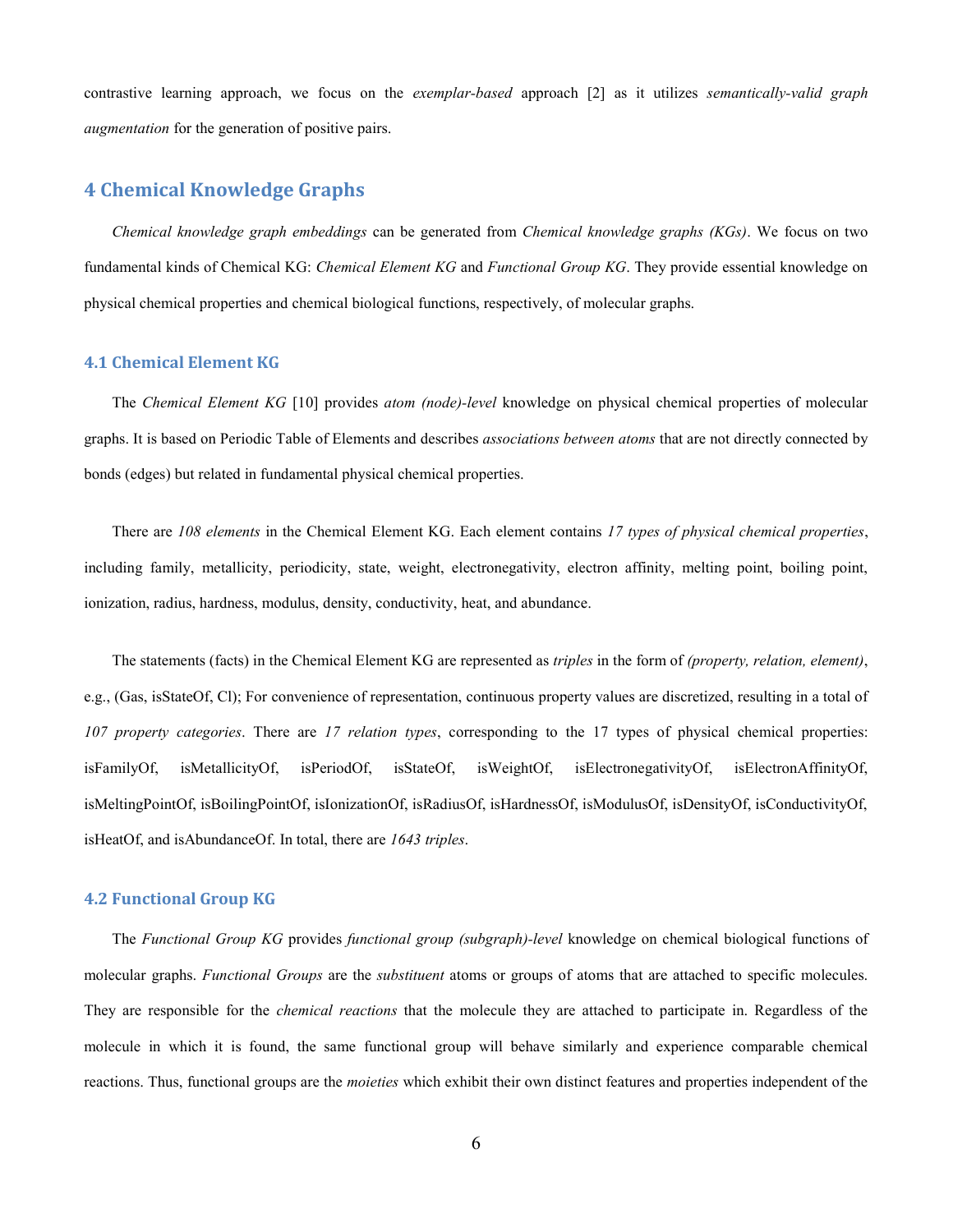contrastive learning approach, we focus on the *exemplar-based* approach [2] as it utilizes *semantically-valid graph augmentation* for the generation of positive pairs.

## 4 Chemical Knowledge Graphs

*Chemical knowledge graph embeddings* can be generated from *Chemical knowledge graphs (KGs)*. We focus on two fundamental kinds of Chemical KG: *Chemical Element KG* and *Functional Group KG*. They provide essential knowledge on physical chemical properties and chemical biological functions, respectively, of molecular graphs.

### 4.1 Chemical Element KG

The *Chemical Element KG* [10] provides *atom (node)-level* knowledge on physical chemical properties of molecular graphs. It is based on Periodic Table of Elements and describes *associations between atoms* that are not directly connected by bonds (edges) but related in fundamental physical chemical properties.

There are *108 elements* in the Chemical Element KG. Each element contains *17 types of physical chemical properties*, including family, metallicity, periodicity, state, weight, electronegativity, electron affinity, melting point, boiling point, ionization, radius, hardness, modulus, density, conductivity, heat, and abundance.

The statements (facts) in the Chemical Element KG are represented as *triples* in the form of *(property, relation, element)*, e.g., (Gas, isStateOf, Cl); For convenience of representation, continuous property values are discretized, resulting in a total of *107 property categories*. There are *17 relation types*, corresponding to the 17 types of physical chemical properties: isFamilyOf, isMetallicityOf, isPeriodOf, isStateOf, isWeightOf, isElectronegativityOf, isElectronAffinityOf, isMeltingPointOf, isBoilingPointOf, isIonizationOf, isRadiusOf, isHardnessOf, isModulusOf, isDensityOf, isConductivityOf, isHeatOf, and isAbundanceOf. In total, there are *1643 triples*.

### 4.2 Functional Group KG

The *Functional Group KG* provides *functional group (subgraph)-level* knowledge on chemical biological functions of molecular graphs. *Functional Groups* are the *substituent* atoms or groups of atoms that are attached to specific molecules. They are responsible for the *chemical reactions* that the molecule they are attached to participate in. Regardless of the molecule in which it is found, the same functional group will behave similarly and experience comparable chemical reactions. Thus, functional groups are the *moieties* which exhibit their own distinct features and properties independent of the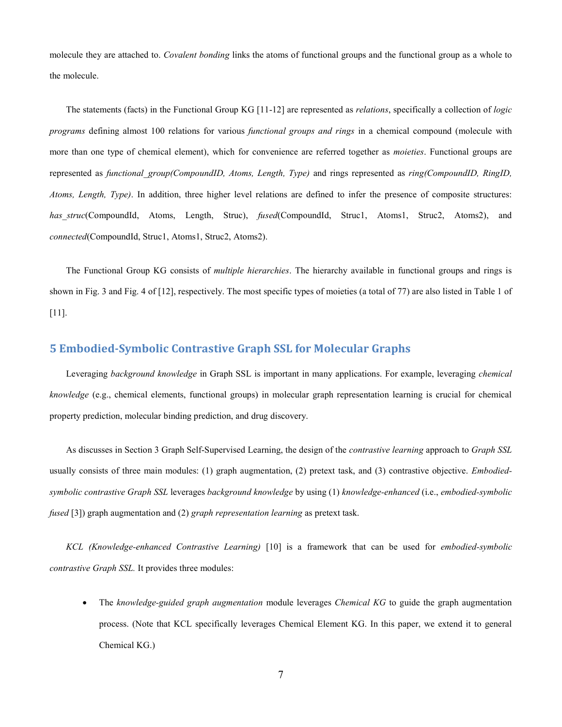molecule they are attached to. *Covalent bonding* links the atoms of functional groups and the functional group as a whole to the molecule.

The statements (facts) in the Functional Group KG [11-12] are represented as *relations*, specifically a collection of *logic programs* defining almost 100 relations for various *functional groups and rings* in a chemical compound (molecule with more than one type of chemical element), which for convenience are referred together as *moieties*. Functional groups are represented as *functional_group(CompoundID, Atoms, Length, Type)* and rings represented as *ring(CompoundID, RingID, Atoms, Length, Type)*. In addition, three higher level relations are defined to infer the presence of composite structures: *has_struc*(CompoundId, Atoms, Length, Struc), *fused*(CompoundId, Struc1, Atoms1, Struc2, Atoms2), and *connected*(CompoundId, Struc1, Atoms1, Struc2, Atoms2).

The Functional Group KG consists of *multiple hierarchies*. The hierarchy available in functional groups and rings is shown in Fig. 3 and Fig. 4 of [12], respectively. The most specific types of moieties (a total of 77) are also listed in Table 1 of [11].

## 5 Embodied-Symbolic Contrastive Graph SSL for Molecular Graphs

Leveraging *background knowledge* in Graph SSL is important in many applications. For example, leveraging *chemical knowledge* (e.g., chemical elements, functional groups) in molecular graph representation learning is crucial for chemical property prediction, molecular binding prediction, and drug discovery.

As discusses in Section 3 Graph Self-Supervised Learning, the design of the *contrastive learning* approach to *Graph SSL* usually consists of three main modules: (1) graph augmentation, (2) pretext task, and (3) contrastive objective. *Embodied-symbolic contrastive Graph SSL* leverages *background knowledge* by using (1) *knowledge-enhanced* (i.e., *embodied-symbolic fused* [3]) graph augmentation and (2) *graph representation learning* as pretext task.

*KCL (Knowledge-enhanced Contrastive Learning)* [10] is a framework that can be used for *embodied-symbolic contrastive Graph SSL.* It provides three modules:

- The *knowledge-guided graph augmentation* module leverages *Chemical KG* to guide the graph augmentation process. (Note that KCL specifically leverages Chemical Element KG. In this paper, we extend it to general Chemical KG.)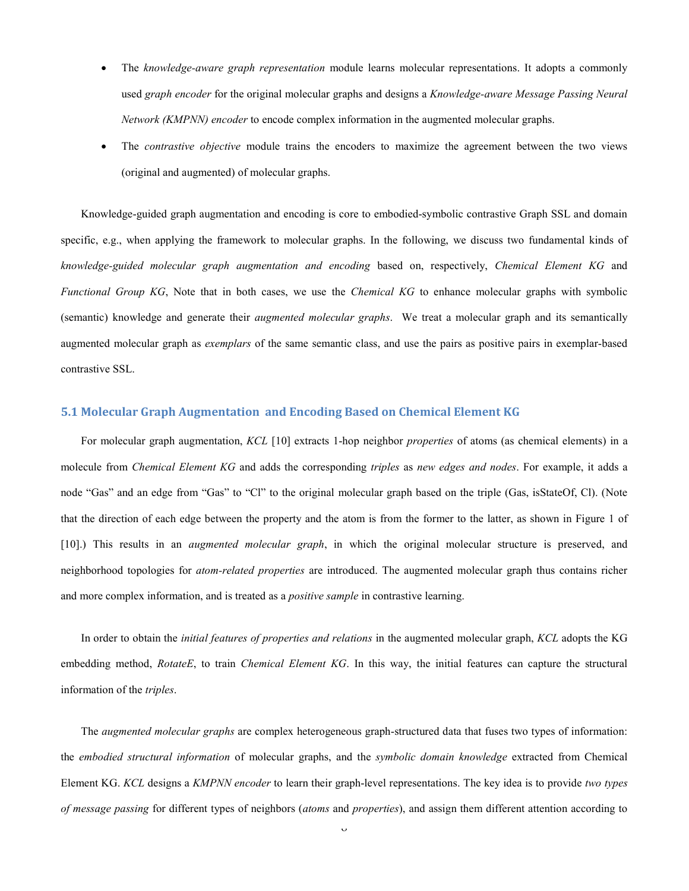- The *knowledge-aware graph representation* module learns molecular representations. It adopts a commonly used *graph encoder* for the original molecular graphs and designs a *Knowledge-aware Message Passing Neural Network (KMPNN) encoder* to encode complex information in the augmented molecular graphs.
- The *contrastive objective* module trains the encoders to maximize the agreement between the two views (original and augmented) of molecular graphs.

Knowledge-guided graph augmentation and encoding is core to embodied-symbolic contrastive Graph SSL and domain specific, e.g., when applying the framework to molecular graphs. In the following, we discuss two fundamental kinds of *knowledge-guided molecular graph augmentation and encoding* based on, respectively, *Chemical Element KG* and *Functional Group KG*, Note that in both cases, we use the *Chemical KG* to enhance molecular graphs with symbolic (semantic) knowledge and generate their *augmented molecular graphs*. We treat a molecular graph and its semantically augmented molecular graph as *exemplars* of the same semantic class, and use the pairs as positive pairs in exemplar-based contrastive SSL.

### 5.1 Molecular Graph Augmentation and Encoding Based on Chemical Element KG

For molecular graph augmentation, *KCL* [10] extracts 1-hop neighbor *properties* of atoms (as chemical elements) in a molecule from *Chemical Element KG* and adds the corresponding *triples* as *new edges and nodes*. For example, it adds a node "Gas" and an edge from "Gas" to "Cl" to the original molecular graph based on the triple (Gas, isStateOf, Cl). (Note that the direction of each edge between the property and the atom is from the former to the latter, as shown in Figure 1 of [10].) This results in an *augmented molecular graph*, in which the original molecular structure is preserved, and neighborhood topologies for *atom-related properties* are introduced. The augmented molecular graph thus contains richer and more complex information, and is treated as a *positive sample* in contrastive learning.

In order to obtain the *initial features of properties and relations* in the augmented molecular graph, *KCL* adopts the KG embedding method, *RotateE*, to train *Chemical Element KG*. In this way, the initial features can capture the structural information of the *triples*.

The *augmented molecular graphs* are complex heterogeneous graph-structured data that fuses two types of information: the *embodied structural information* of molecular graphs, and the *symbolic domain knowledge* extracted from Chemical Element KG. *KCL* designs a *KMPNN encoder* to learn their graph-level representations. The key idea is to provide *two types of message passing* for different types of neighbors (*atoms* and *properties*), and assign them different attention according to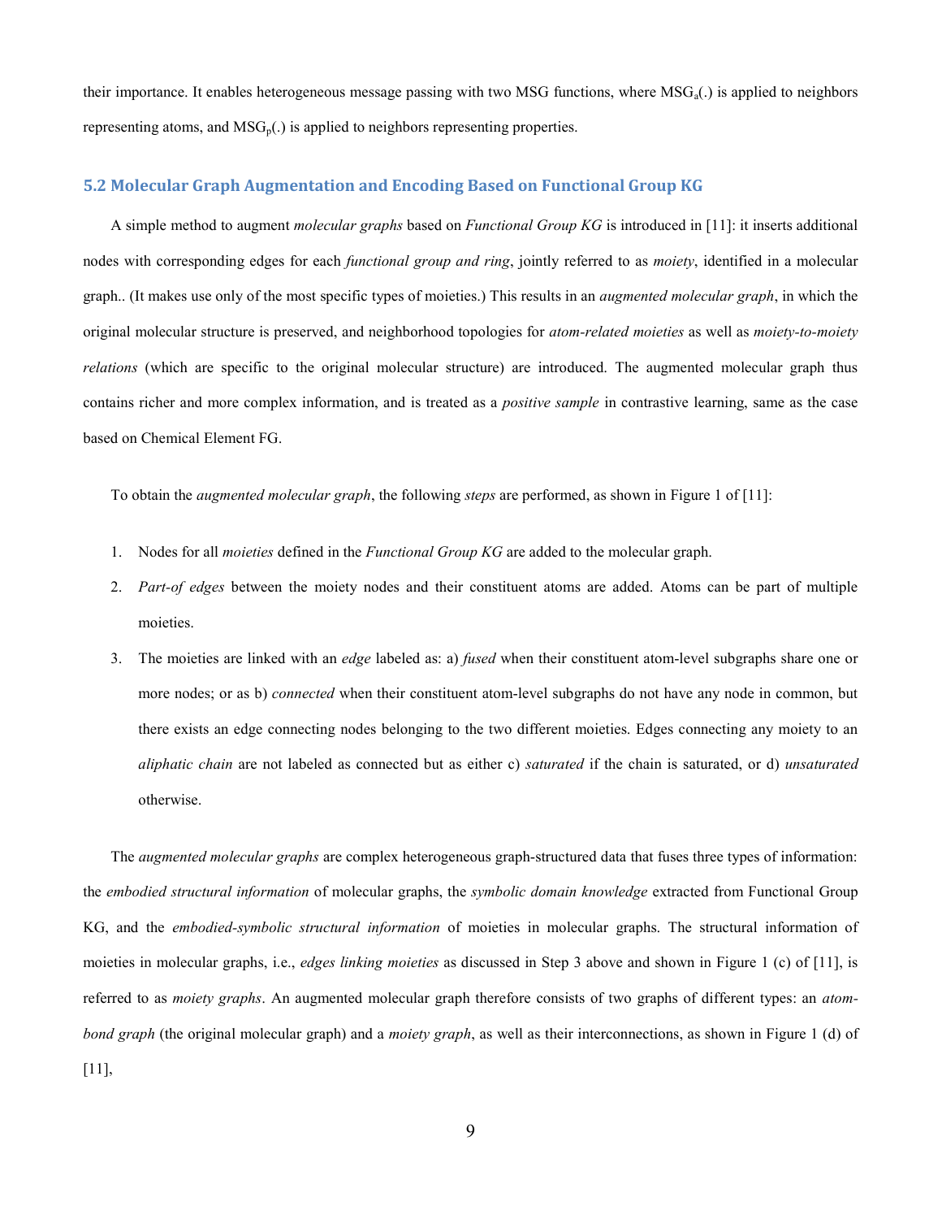their importance. It enables heterogeneous message passing with two MSG functions, where $MSG_a(.)$ is applied to neighbors representing atoms, and $MSG_p(.)$ is applied to neighbors representing properties.

### 5.2 Molecular Graph Augmentation and Encoding Based on Functional Group KG

A simple method to augment *molecular graphs* based on *Functional Group KG* is introduced in [11]: it inserts additional nodes with corresponding edges for each *functional group and ring*, jointly referred to as *moiety*, identified in a molecular graph.. (It makes use only of the most specific types of moieties.) This results in an *augmented molecular graph*, in which the original molecular structure is preserved, and neighborhood topologies for *atom-related moieties* as well as *moiety-to-moiety relations* (which are specific to the original molecular structure) are introduced. The augmented molecular graph thus contains richer and more complex information, and is treated as a *positive sample* in contrastive learning, same as the case based on Chemical Element FG.

To obtain the *augmented molecular graph*, the following *steps* are performed, as shown in Figure 1 of [11]:

1. Nodes for all *moieties* defined in the *Functional Group KG* are added to the molecular graph.
2. *Part-of edges* between the moiety nodes and their constituent atoms are added. Atoms can be part of multiple moieties.
3. The moieties are linked with an *edge* labeled as: a) *fused* when their constituent atom-level subgraphs share one or more nodes; or as b) *connected* when their constituent atom-level subgraphs do not have any node in common, but there exists an edge connecting nodes belonging to the two different moieties. Edges connecting any moiety to an *aliphatic chain* are not labeled as connected but as either c) *saturated* if the chain is saturated, or d) *unsaturated* otherwise.

The *augmented molecular graphs* are complex heterogeneous graph-structured data that fuses three types of information: the *embodied structural information* of molecular graphs, the *symbolic domain knowledge* extracted from Functional Group KG, and the *embodied-symbolic structural information* of moieties in molecular graphs. The structural information of moieties in molecular graphs, i.e., *edges linking moieties* as discussed in Step 3 above and shown in Figure 1 (c) of [11], is referred to as *moiety graphs*. An augmented molecular graph therefore consists of two graphs of different types: an *atom-bond graph* (the original molecular graph) and a *moiety graph*, as well as their interconnections, as shown in Figure 1 (d) of [11],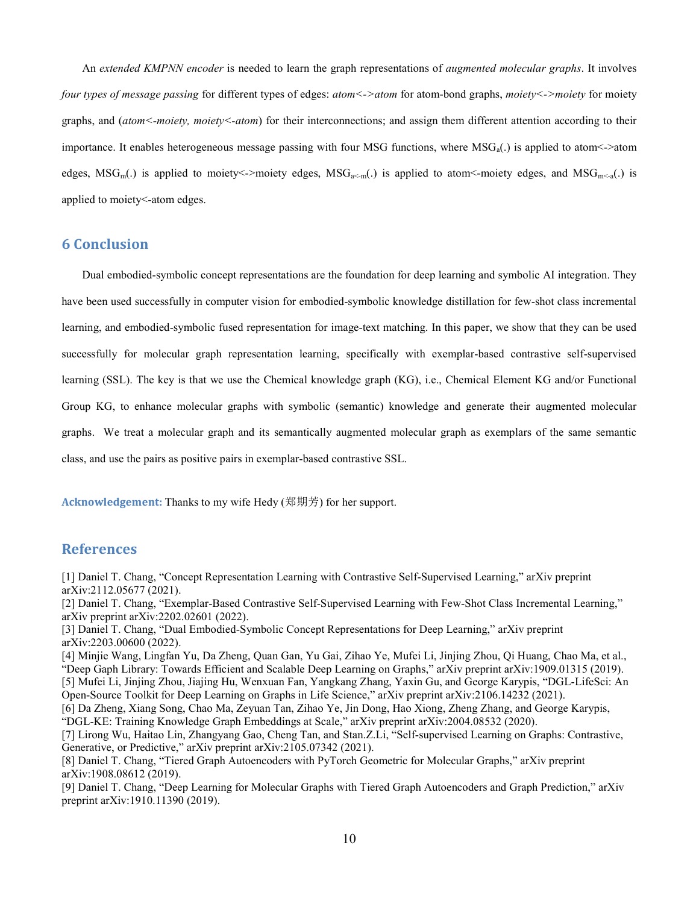An *extended KMPNN encoder* is needed to learn the graph representations of *augmented molecular graphs*. It involves *four types of message passing* for different types of edges: *atom<->atom* for atom-bond graphs, *moiety<->moiety* for moiety graphs, and (*atom<-moiety, moiety<-atom*) for their interconnections; and assign them different attention according to their importance. It enables heterogeneous message passing with four MSG functions, where $MSG_a(.)$ is applied to atom<->atom edges, $MSG_m(.)$ is applied to moiety<->moiety edges, $MSG_{a<-m}(.)$ is applied to atom<-moiety edges, and $MSG_{m<-a}(.)$ is applied to moiety<-atom edges.

## 6 Conclusion

Dual embodied-symbolic concept representations are the foundation for deep learning and symbolic AI integration. They have been used successfully in computer vision for embodied-symbolic knowledge distillation for few-shot class incremental learning, and embodied-symbolic fused representation for image-text matching. In this paper, we show that they can be used successfully for molecular graph representation learning, specifically with exemplar-based contrastive self-supervised learning (SSL). The key is that we use the Chemical knowledge graph (KG), i.e., Chemical Element KG and/or Functional Group KG, to enhance molecular graphs with symbolic (semantic) knowledge and generate their augmented molecular graphs. We treat a molecular graph and its semantically augmented molecular graph as exemplars of the same semantic class, and use the pairs as positive pairs in exemplar-based contrastive SSL.

**Acknowledgement:** Thanks to my wife Hedy (郑期芳) for her support.

## References

[1] Daniel T. Chang, "Concept Representation Learning with Contrastive Self-Supervised Learning," arXiv preprint arXiv:2112.05677 (2021).
[2] Daniel T. Chang, "Exemplar-Based Contrastive Self-Supervised Learning with Few-Shot Class Incremental Learning," arXiv preprint arXiv:2202.02601 (2022).
[3] Daniel T. Chang, "Dual Embodied-Symbolic Concept Representations for Deep Learning," arXiv preprint arXiv:2203.00600 (2022).
[4] Minjie Wang, Lingfan Yu, Da Zheng, Quan Gan, Yu Gai, Zihao Ye, Mufei Li, Jinjing Zhou, Qi Huang, Chao Ma, et al., "Deep Gaph Library: Towards Efficient and Scalable Deep Learning on Graphs," arXiv preprint arXiv:1909.01315 (2019).
[5] Mufei Li, Jinjing Zhou, Jiajing Hu, Wenxuan Fan, Yangkang Zhang, Yaxin Gu, and George Karypis, "DGL-LifeSci: An Open-Source Toolkit for Deep Learning on Graphs in Life Science," arXiv preprint arXiv:2106.14232 (2021).
[6] Da Zheng, Xiang Song, Chao Ma, Zeyuan Tan, Zihao Ye, Jin Dong, Hao Xiong, Zheng Zhang, and George Karypis, "DGL-KE: Training Knowledge Graph Embeddings at Scale," arXiv preprint arXiv:2004.08532 (2020).
[7] Lirong Wu, Haitao Lin, Zhangyang Gao, Cheng Tan, and Stan.Z.Li, "Self-supervised Learning on Graphs: Contrastive, Generative, or Predictive," arXiv preprint arXiv:2105.07342 (2021).
[8] Daniel T. Chang, "Tiered Graph Autoencoders with PyTorch Geometric for Molecular Graphs," arXiv preprint arXiv:1908.08612 (2019).
[9] Daniel T. Chang, "Deep Learning for Molecular Graphs with Tiered Graph Autoencoders and Graph Prediction," arXiv preprint arXiv:1910.11390 (2019).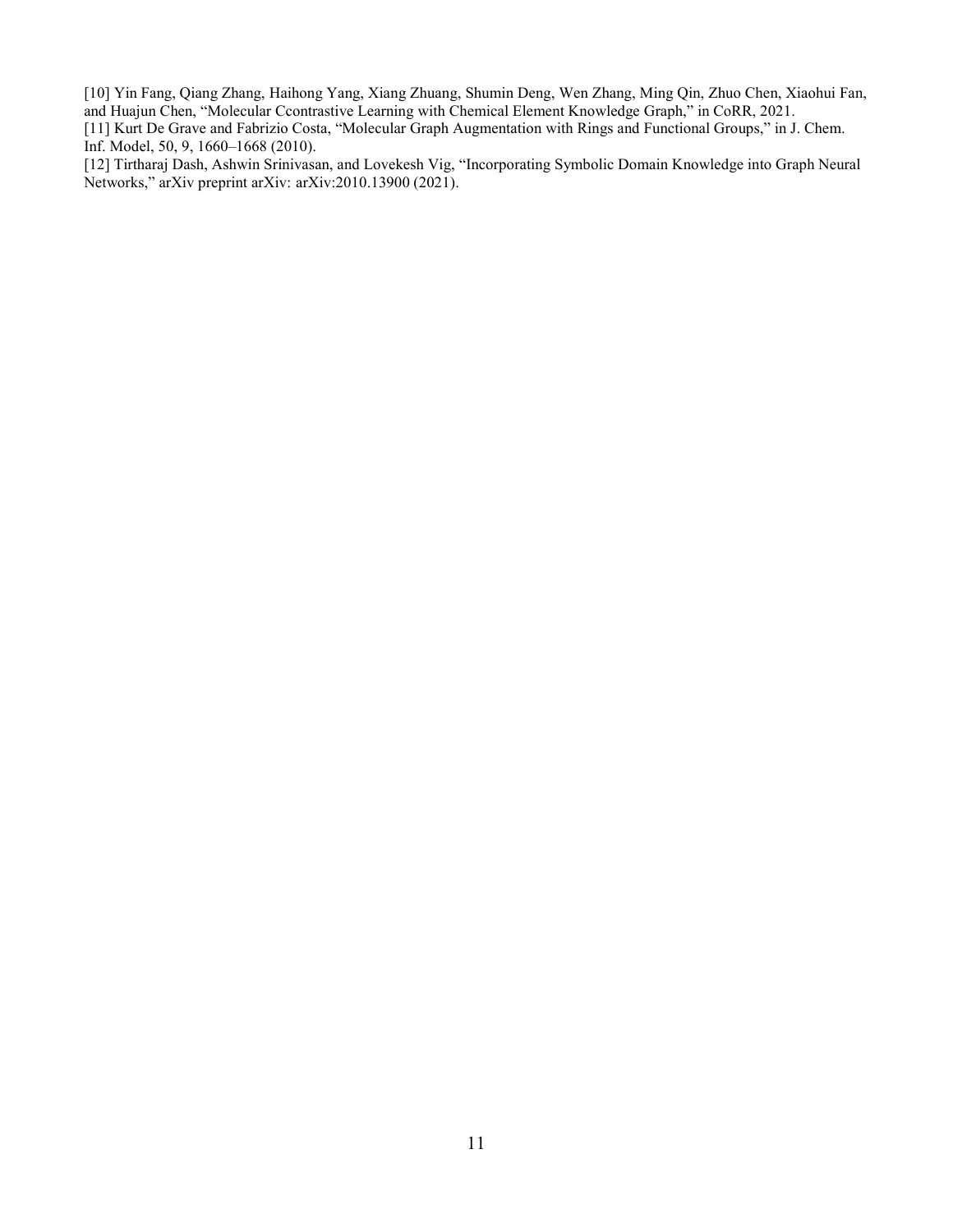[10] Yin Fang, Qiang Zhang, Haihong Yang, Xiang Zhuang, Shumin Deng, Wen Zhang, Ming Qin, Zhuo Chen, Xiaohui Fan, and Huajun Chen, "Molecular Ccontrastive Learning with Chemical Element Knowledge Graph," in CoRR, 2021.

[11] Kurt De Grave and Fabrizio Costa, "Molecular Graph Augmentation with Rings and Functional Groups," in J. Chem. Inf. Model, 50, 9, 1660–1668 (2010).

[12] Tirtharaj Dash, Ashwin Srinivasan, and Lovekesh Vig, "Incorporating Symbolic Domain Knowledge into Graph Neural Networks," arXiv preprint arXiv: arXiv:2010.13900 (2021).